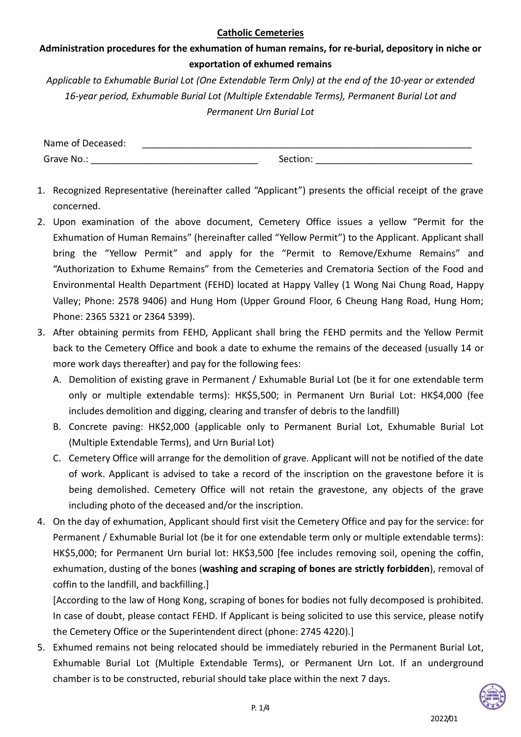**Catholic Cemeteries**

**Administration procedures for the exhumation of human remains, for re-burial, depository in niche or exportation of exhumed remains**

*Applicable to Exhumable Burial Lot (One Extendable Term Only) at the end of the 10-year or extended 16-year period, Exhumable Burial Lot (Multiple Extendable Terms), Permanent Burial Lot and Permanent Urn Burial Lot*

Name of Deceased: ____________________________________________

Grave No.: ______________________ Section: ______________________

1. Recognized Representative (hereinafter called "Applicant") presents the official receipt of the grave concerned.
2. Upon examination of the above document, Cemetery Office issues a yellow "Permit for the Exhumation of Human Remains" (hereinafter called "Yellow Permit") to the Applicant. Applicant shall bring the "Yellow Permit" and apply for the "Permit to Remove/Exhume Remains" and "Authorization to Exhume Remains" from the Cemeteries and Crematoria Section of the Food and Environmental Health Department (FEHD) located at Happy Valley (1 Wong Nai Chung Road, Happy Valley; Phone: 2578 9406) and Hung Hom (Upper Ground Floor, 6 Cheung Hang Road, Hung Hom; Phone: 2365 5321 or 2364 5399).
3. After obtaining permits from FEHD, Applicant shall bring the FEHD permits and the Yellow Permit back to the Cemetery Office and book a date to exhume the remains of the deceased (usually 14 or more work days thereafter) and pay for the following fees:
   A. Demolition of existing grave in Permanent / Exhumable Burial Lot (be it for one extendable term only or multiple extendable terms): HK$5,500; in Permanent Urn Burial Lot: HK$4,000 (fee includes demolition and digging, clearing and transfer of debris to the landfill)
   B. Concrete paving: HK$2,000 (applicable only to Permanent Burial Lot, Exhumable Burial Lot (Multiple Extendable Terms), and Urn Burial Lot)
   C. Cemetery Office will arrange for the demolition of grave. Applicant will not be notified of the date of work. Applicant is advised to take a record of the inscription on the gravestone before it is being demolished. Cemetery Office will not retain the gravestone, any objects of the grave including photo of the deceased and/or the inscription.
4. On the day of exhumation, Applicant should first visit the Cemetery Office and pay for the service: for Permanent / Exhumable Burial lot (be it for one extendable term only or multiple extendable terms): HK$5,000; for Permanent Urn burial lot: HK$3,500 [fee includes removing soil, opening the coffin, exhumation, dusting of the bones (**washing and scraping of bones are strictly forbidden**), removal of coffin to the landfill, and backfilling.]

   [According to the law of Hong Kong, scraping of bones for bodies not fully decomposed is prohibited. In case of doubt, please contact FEHD. If Applicant is being solicited to use this service, please notify the Cemetery Office or the Superintendent direct (phone: 2745 4220).]
5. Exhumed remains not being relocated should be immediately reburied in the Permanent Burial Lot, Exhumable Burial Lot (Multiple Extendable Terms), or Permanent Urn Lot. If an underground chamber is to be constructed, reburial should take place within the next 7 days.

2022/01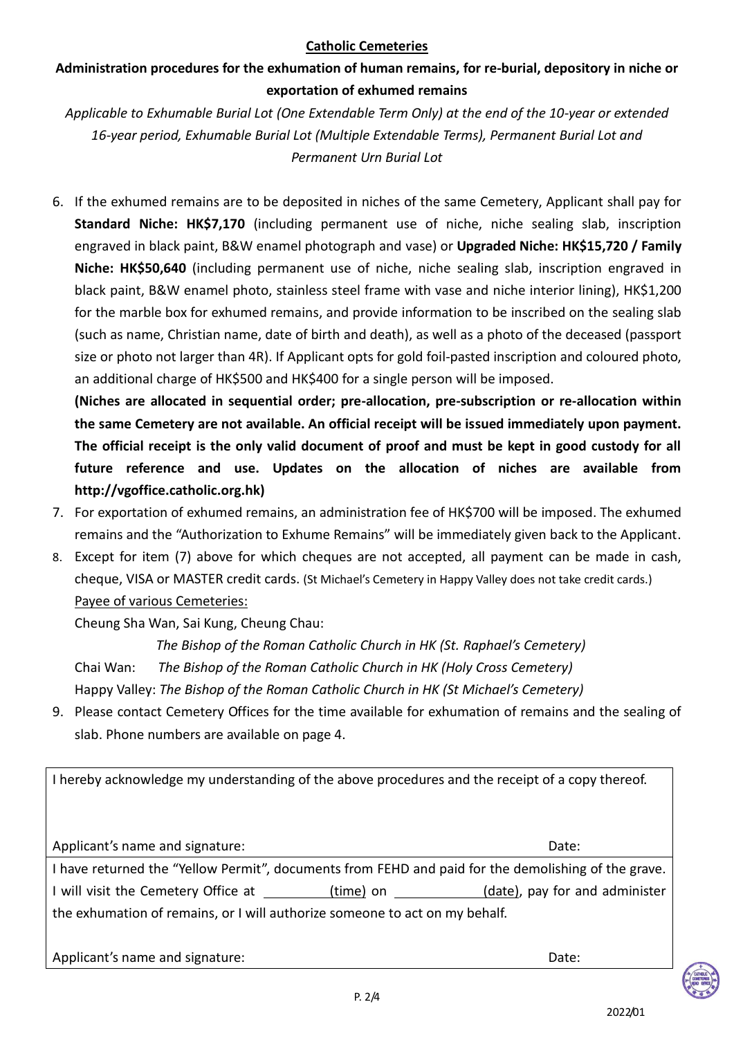**Catholic Cemeteries**

**Administration procedures for the exhumation of human remains, for re-burial, depository in niche or exportation of exhumed remains**

*Applicable to Exhumable Burial Lot (One Extendable Term Only) at the end of the 10-year or extended 16-year period, Exhumable Burial Lot (Multiple Extendable Terms), Permanent Burial Lot and Permanent Urn Burial Lot*

6. If the exhumed remains are to be deposited in niches of the same Cemetery, Applicant shall pay for **Standard Niche: HK$7,170** (including permanent use of niche, niche sealing slab, inscription engraved in black paint, B&W enamel photograph and vase) or **Upgraded Niche: HK$15,720 / Family Niche: HK$50,640** (including permanent use of niche, niche sealing slab, inscription engraved in black paint, B&W enamel photo, stainless steel frame with vase and niche interior lining), HK$1,200 for the marble box for exhumed remains, and provide information to be inscribed on the sealing slab (such as name, Christian name, date of birth and death), as well as a photo of the deceased (passport size or photo not larger than 4R). If Applicant opts for gold foil-pasted inscription and coloured photo, an additional charge of HK$500 and HK$400 for a single person will be imposed.

   **(Niches are allocated in sequential order; pre-allocation, pre-subscription or re-allocation within the same Cemetery are not available. An official receipt will be issued immediately upon payment. The official receipt is the only valid document of proof and must be kept in good custody for all future reference and use. Updates on the allocation of niches are available from http://vgoffice.catholic.org.hk)**

7. For exportation of exhumed remains, an administration fee of HK$700 will be imposed. The exhumed remains and the "Authorization to Exhume Remains" will be immediately given back to the Applicant.
8. Except for item (7) above for which cheques are not accepted, all payment can be made in cash, cheque, VISA or MASTER credit cards. (St Michael's Cemetery in Happy Valley does not take credit cards.)

   Payee of various Cemeteries:

   Cheung Sha Wan, Sai Kung, Cheung Chau:

   *The Bishop of the Roman Catholic Church in HK (St. Raphael's Cemetery)*

   Chai Wan: *The Bishop of the Roman Catholic Church in HK (Holy Cross Cemetery)*

   Happy Valley: *The Bishop of the Roman Catholic Church in HK (St Michael's Cemetery)*

9. Please contact Cemetery Offices for the time available for exhumation of remains and the sealing of slab. Phone numbers are available on page 4.

---

I hereby acknowledge my understanding of the above procedures and the receipt of a copy thereof.

Applicant's name and signature: Date:

---

I have returned the "Yellow Permit", documents from FEHD and paid for the demolishing of the grave. I will visit the Cemetery Office at \_\_\_\_\_\_\_\_ (time) on \_\_\_\_\_\_\_\_\_\_ (date), pay for and administer the exhumation of remains, or I will authorize someone to act on my behalf.

Applicant's name and signature: Date:

2022/01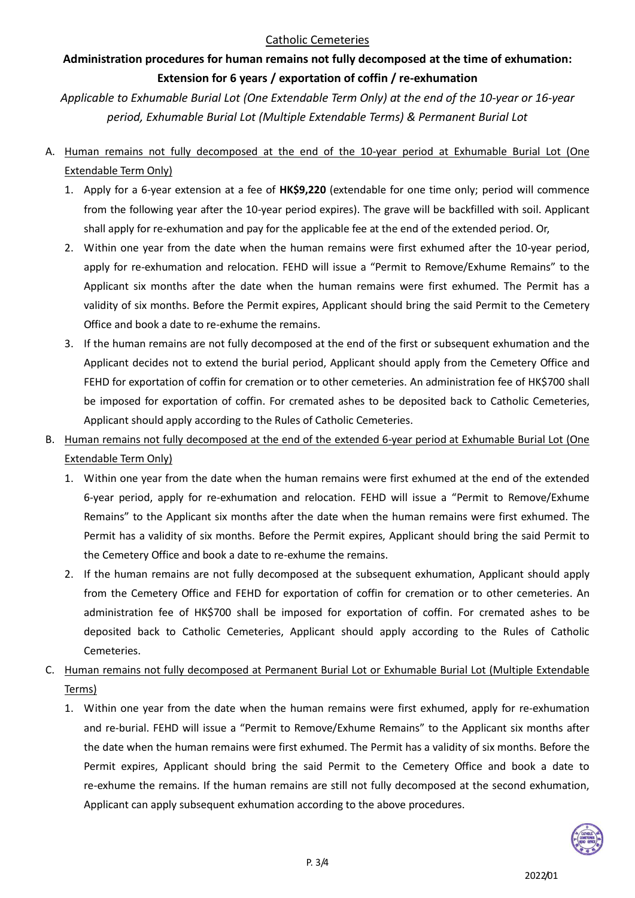Catholic Cemeteries

# Administration procedures for human remains not fully decomposed at the time of exhumation: Extension for 6 years / exportation of coffin / re-exhumation

*Applicable to Exhumable Burial Lot (One Extendable Term Only) at the end of the 10-year or 16-year period, Exhumable Burial Lot (Multiple Extendable Terms) & Permanent Burial Lot*

## A. Human remains not fully decomposed at the end of the 10-year period at Exhumable Burial Lot (One Extendable Term Only)

1. Apply for a 6-year extension at a fee of **HK$9,220** (extendable for one time only; period will commence from the following year after the 10-year period expires). The grave will be backfilled with soil. Applicant shall apply for re-exhumation and pay for the applicable fee at the end of the extended period. Or,
2. Within one year from the date when the human remains were first exhumed after the 10-year period, apply for re-exhumation and relocation. FEHD will issue a "Permit to Remove/Exhume Remains" to the Applicant six months after the date when the human remains were first exhumed. The Permit has a validity of six months. Before the Permit expires, Applicant should bring the said Permit to the Cemetery Office and book a date to re-exhume the remains.
3. If the human remains are not fully decomposed at the end of the first or subsequent exhumation and the Applicant decides not to extend the burial period, Applicant should apply from the Cemetery Office and FEHD for exportation of coffin for cremation or to other cemeteries. An administration fee of HK$700 shall be imposed for exportation of coffin. For cremated ashes to be deposited back to Catholic Cemeteries, Applicant should apply according to the Rules of Catholic Cemeteries.

## B. Human remains not fully decomposed at the end of the extended 6-year period at Exhumable Burial Lot (One Extendable Term Only)

1. Within one year from the date when the human remains were first exhumed at the end of the extended 6-year period, apply for re-exhumation and relocation. FEHD will issue a "Permit to Remove/Exhume Remains" to the Applicant six months after the date when the human remains were first exhumed. The Permit has a validity of six months. Before the Permit expires, Applicant should bring the said Permit to the Cemetery Office and book a date to re-exhume the remains.
2. If the human remains are not fully decomposed at the subsequent exhumation, Applicant should apply from the Cemetery Office and FEHD for exportation of coffin for cremation or to other cemeteries. An administration fee of HK$700 shall be imposed for exportation of coffin. For cremated ashes to be deposited back to Catholic Cemeteries, Applicant should apply according to the Rules of Catholic Cemeteries.

## C. Human remains not fully decomposed at Permanent Burial Lot or Exhumable Burial Lot (Multiple Extendable Terms)

1. Within one year from the date when the human remains were first exhumed, apply for re-exhumation and re-burial. FEHD will issue a "Permit to Remove/Exhume Remains" to the Applicant six months after the date when the human remains were first exhumed. The Permit has a validity of six months. Before the Permit expires, Applicant should bring the said Permit to the Cemetery Office and book a date to re-exhume the remains. If the human remains are still not fully decomposed at the second exhumation, Applicant can apply subsequent exhumation according to the above procedures.

2022/01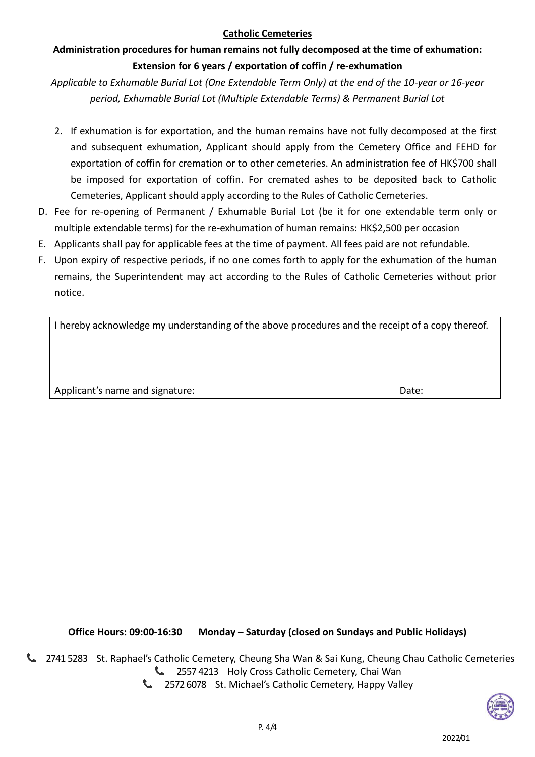**Catholic Cemeteries**

**Administration procedures for human remains not fully decomposed at the time of exhumation: Extension for 6 years / exportation of coffin / re-exhumation**

*Applicable to Exhumable Burial Lot (One Extendable Term Only) at the end of the 10-year or 16-year period, Exhumable Burial Lot (Multiple Extendable Terms) & Permanent Burial Lot*

2. If exhumation is for exportation, and the human remains have not fully decomposed at the first and subsequent exhumation, Applicant should apply from the Cemetery Office and FEHD for exportation of coffin for cremation or to other cemeteries. An administration fee of HK$700 shall be imposed for exportation of coffin. For cremated ashes to be deposited back to Catholic Cemeteries, Applicant should apply according to the Rules of Catholic Cemeteries.

D. Fee for re-opening of Permanent / Exhumable Burial Lot (be it for one extendable term only or multiple extendable terms) for the re-exhumation of human remains: HK$2,500 per occasion

E. Applicants shall pay for applicable fees at the time of payment. All fees paid are not refundable.

F. Upon expiry of respective periods, if no one comes forth to apply for the exhumation of the human remains, the Superintendent may act according to the Rules of Catholic Cemeteries without prior notice.

I hereby acknowledge my understanding of the above procedures and the receipt of a copy thereof.

Applicant's name and signature: Date:

**Office Hours: 09:00-16:30 Monday – Saturday (closed on Sundays and Public Holidays)**

2741 5283 St. Raphael's Catholic Cemetery, Cheung Sha Wan & Sai Kung, Cheung Chau Catholic Cemeteries

2557 4213 Holy Cross Catholic Cemetery, Chai Wan

2572 6078 St. Michael's Catholic Cemetery, Happy Valley

2022/01